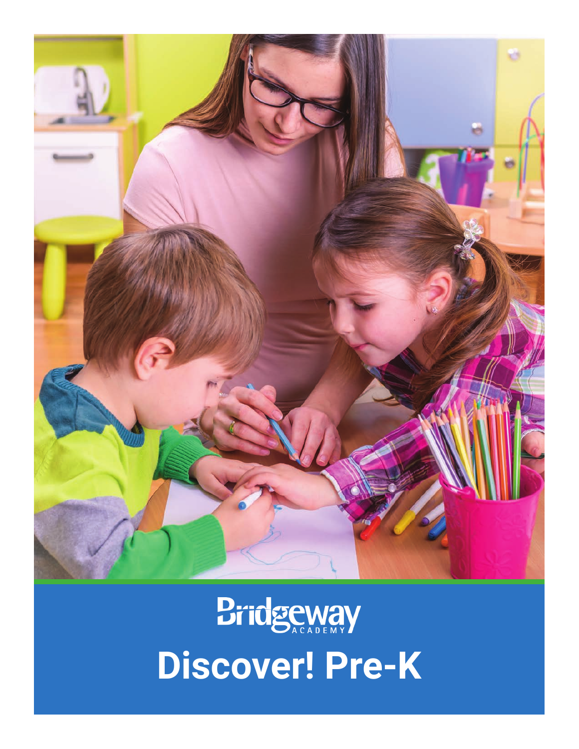Bridgeway ACADEMY

# Discover! Pre-K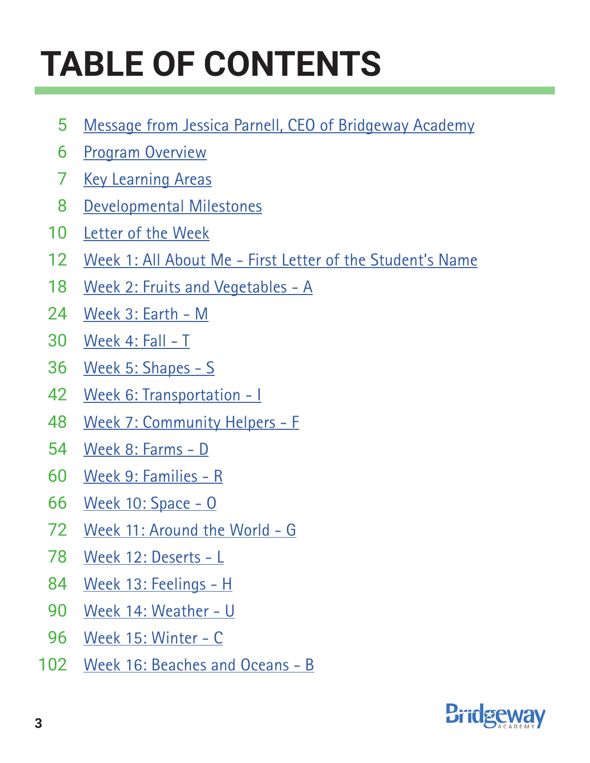# TABLE OF CONTENTS

| | |
|---|---|
| 5 | Message from Jessica Parnell, CEO of Bridgeway Academy |
| 6 | Program Overview |
| 7 | Key Learning Areas |
| 8 | Developmental Milestones |
| 10 | Letter of the Week |
| 12 | Week 1: All About Me - First Letter of the Student's Name |
| 18 | Week 2: Fruits and Vegetables - A |
| 24 | Week 3: Earth - M |
| 30 | Week 4: Fall - T |
| 36 | Week 5: Shapes - S |
| 42 | Week 6: Transportation - I |
| 48 | Week 7: Community Helpers - F |
| 54 | Week 8: Farms - D |
| 60 | Week 9: Families - R |
| 66 | Week 10: Space - O |
| 72 | Week 11: Around the World - G |
| 78 | Week 12: Deserts - L |
| 84 | Week 13: Feelings - H |
| 90 | Week 14: Weather - U |
| 96 | Week 15: Winter - C |
| 102 | Week 16: Beaches and Oceans - B |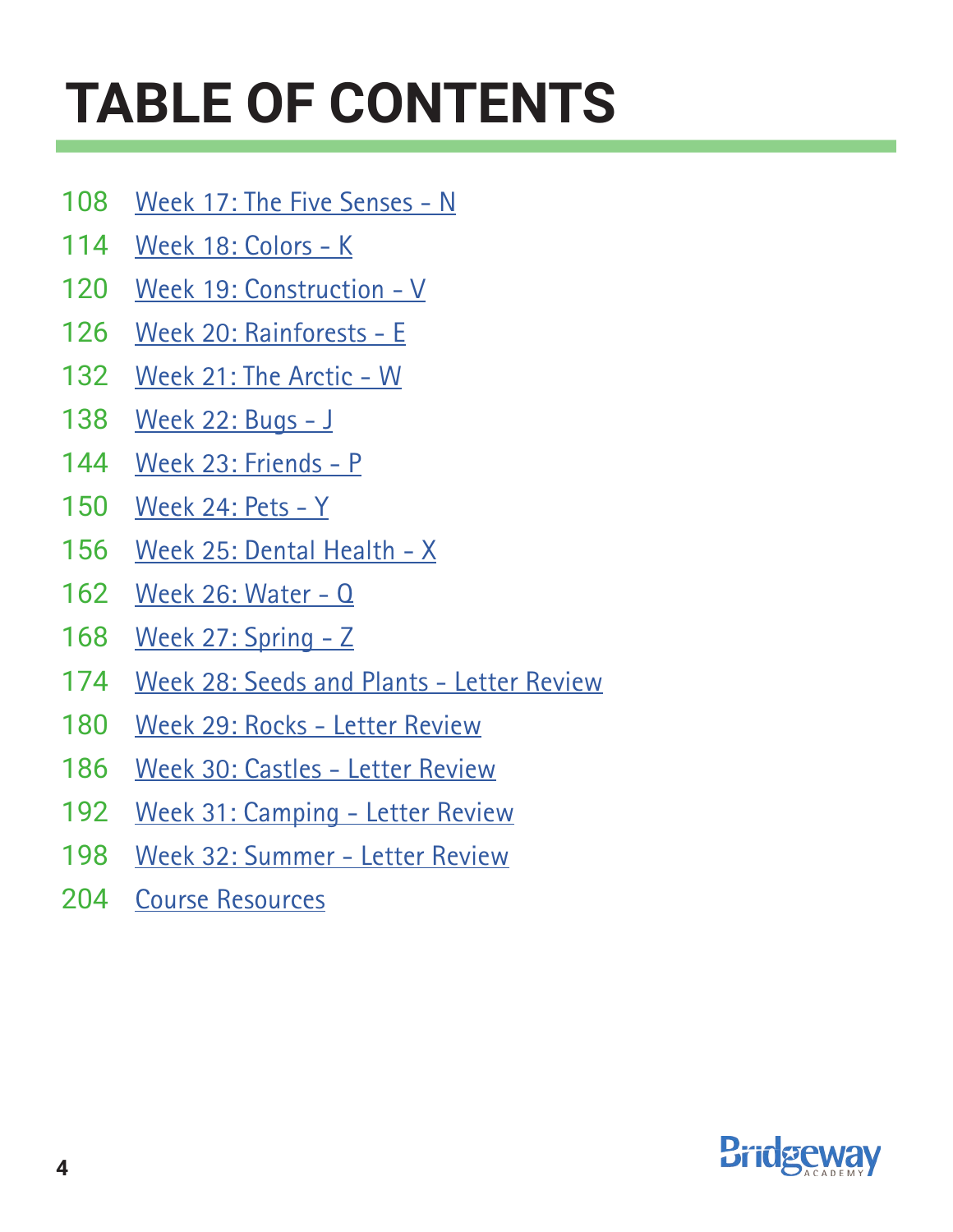# TABLE OF CONTENTS

- 108 Week 17: The Five Senses - N
- 114 Week 18: Colors - K
- 120 Week 19: Construction - V
- 126 Week 20: Rainforests - E
- 132 Week 21: The Arctic - W
- 138 Week 22: Bugs - J
- 144 Week 23: Friends - P
- 150 Week 24: Pets - Y
- 156 Week 25: Dental Health - X
- 162 Week 26: Water - Q
- 168 Week 27: Spring - Z
- 174 Week 28: Seeds and Plants - Letter Review
- 180 Week 29: Rocks - Letter Review
- 186 Week 30: Castles - Letter Review
- 192 Week 31: Camping - Letter Review
- 198 Week 32: Summer - Letter Review
- 204 Course Resources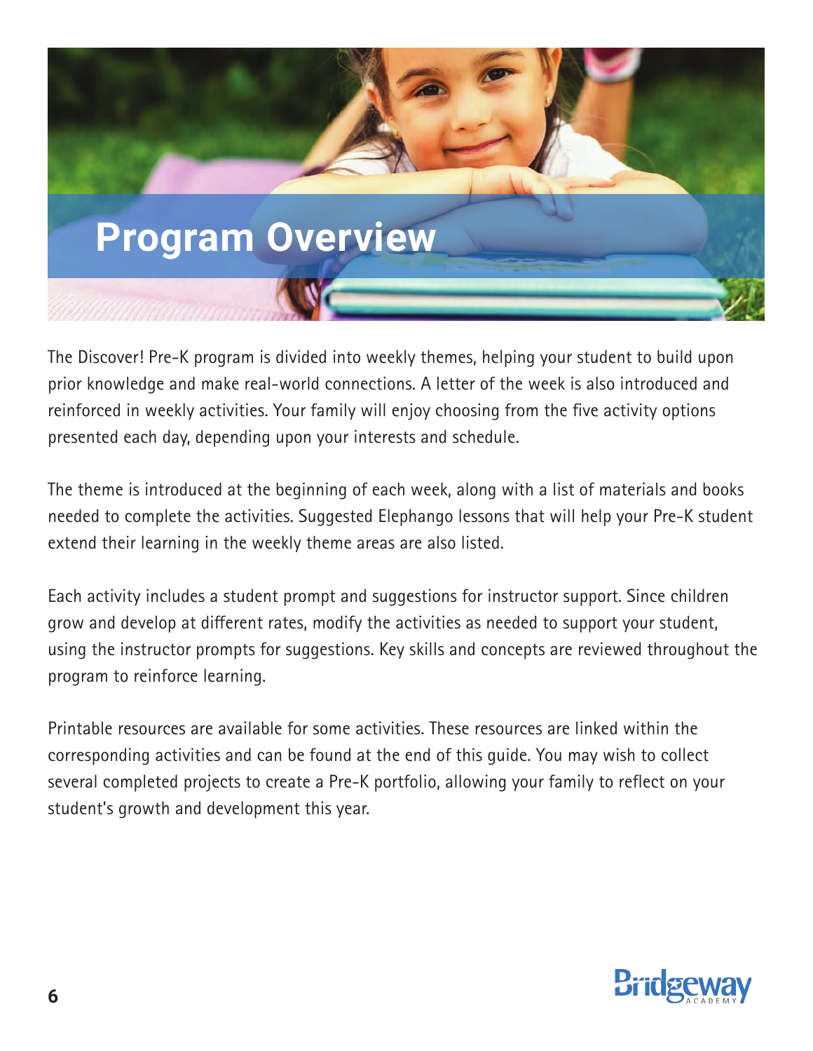# Program Overview

The Discover! Pre-K program is divided into weekly themes, helping your student to build upon prior knowledge and make real-world connections. A letter of the week is also introduced and reinforced in weekly activities. Your family will enjoy choosing from the five activity options presented each day, depending upon your interests and schedule.

The theme is introduced at the beginning of each week, along with a list of materials and books needed to complete the activities. Suggested Elephango lessons that will help your Pre-K student extend their learning in the weekly theme areas are also listed.

Each activity includes a student prompt and suggestions for instructor support. Since children grow and develop at different rates, modify the activities as needed to support your student, using the instructor prompts for suggestions. Key skills and concepts are reviewed throughout the program to reinforce learning.

Printable resources are available for some activities. These resources are linked within the corresponding activities and can be found at the end of this guide. You may wish to collect several completed projects to create a Pre-K portfolio, allowing your family to reflect on your student's growth and development this year.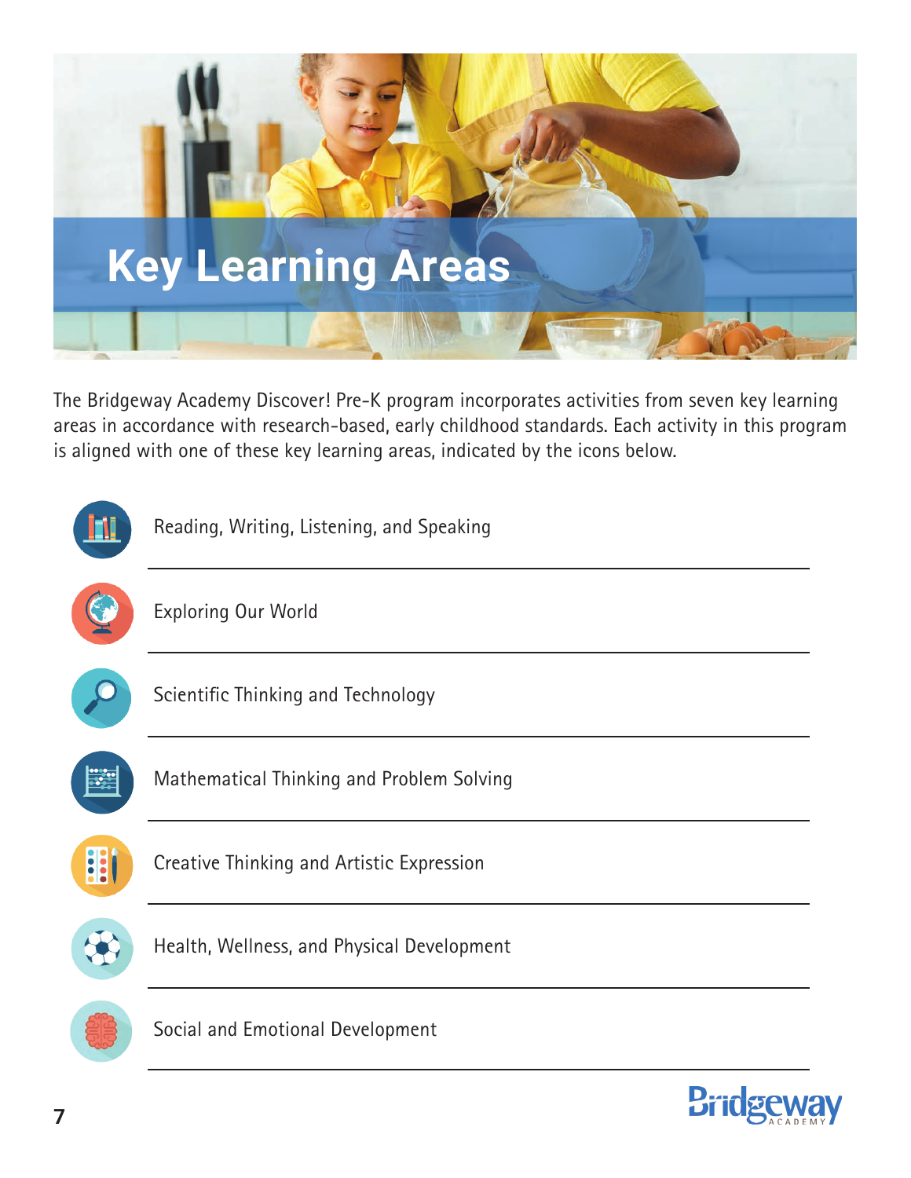# Key Learning Areas

The Bridgeway Academy Discover! Pre-K program incorporates activities from seven key learning areas in accordance with research-based, early childhood standards. Each activity in this program is aligned with one of these key learning areas, indicated by the icons below.

- Reading, Writing, Listening, and Speaking
- Exploring Our World
- Scientific Thinking and Technology
- Mathematical Thinking and Problem Solving
- Creative Thinking and Artistic Expression
- Health, Wellness, and Physical Development
- Social and Emotional Development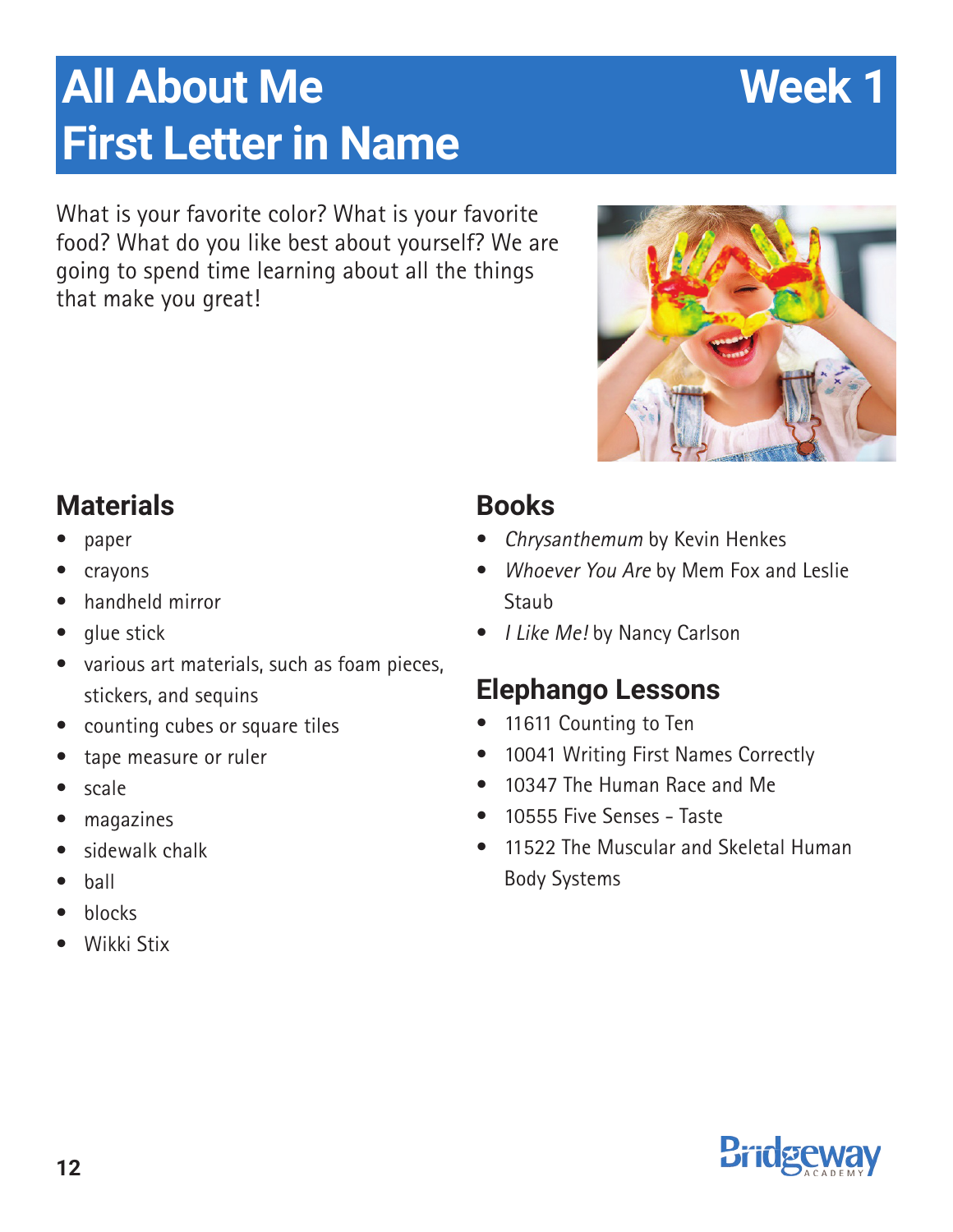# All About Me
# First Letter in Name

**Week 1**

What is your favorite color? What is your favorite food? What do you like best about yourself? We are going to spend time learning about all the things that make you great!

## Materials

- paper
- crayons
- handheld mirror
- glue stick
- various art materials, such as foam pieces, stickers, and sequins
- counting cubes or square tiles
- tape measure or ruler
- scale
- magazines
- sidewalk chalk
- ball
- blocks
- Wikki Stix

## Books

- *Chrysanthemum* by Kevin Henkes
- *Whoever You Are* by Mem Fox and Leslie Staub
- *I Like Me!* by Nancy Carlson

## Elephango Lessons

- 11611 Counting to Ten
- 10041 Writing First Names Correctly
- 10347 The Human Race and Me
- 10555 Five Senses - Taste
- 11522 The Muscular and Skeletal Human Body Systems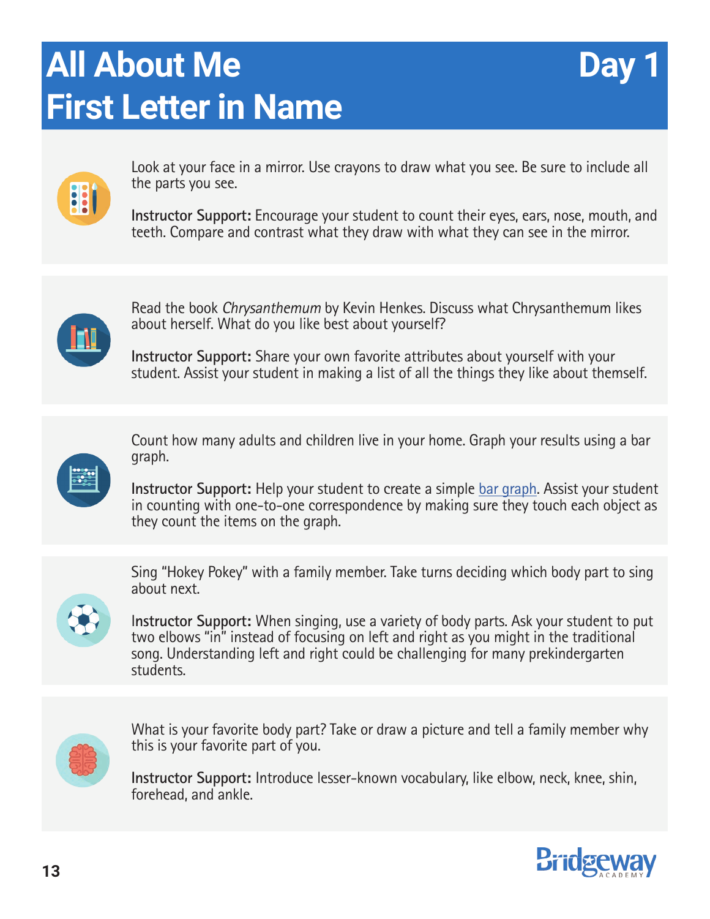# All About Me First Letter in Name — Day 1

Look at your face in a mirror. Use crayons to draw what you see. Be sure to include all the parts you see.

**Instructor Support:** Encourage your student to count their eyes, ears, nose, mouth, and teeth. Compare and contrast what they draw with what they can see in the mirror.

Read the book *Chrysanthemum* by Kevin Henkes. Discuss what Chrysanthemum likes about herself. What do you like best about yourself?

**Instructor Support:** Share your own favorite attributes about yourself with your student. Assist your student in making a list of all the things they like about themself.

Count how many adults and children live in your home. Graph your results using a bar graph.

**Instructor Support:** Help your student to create a simple bar graph. Assist your student in counting with one-to-one correspondence by making sure they touch each object as they count the items on the graph.

Sing "Hokey Pokey" with a family member. Take turns deciding which body part to sing about next.

**Instructor Support:** When singing, use a variety of body parts. Ask your student to put two elbows "in" instead of focusing on left and right as you might in the traditional song. Understanding left and right could be challenging for many prekindergarten students.

What is your favorite body part? Take or draw a picture and tell a family member why this is your favorite part of you.

**Instructor Support:** Introduce lesser-known vocabulary, like elbow, neck, knee, shin, forehead, and ankle.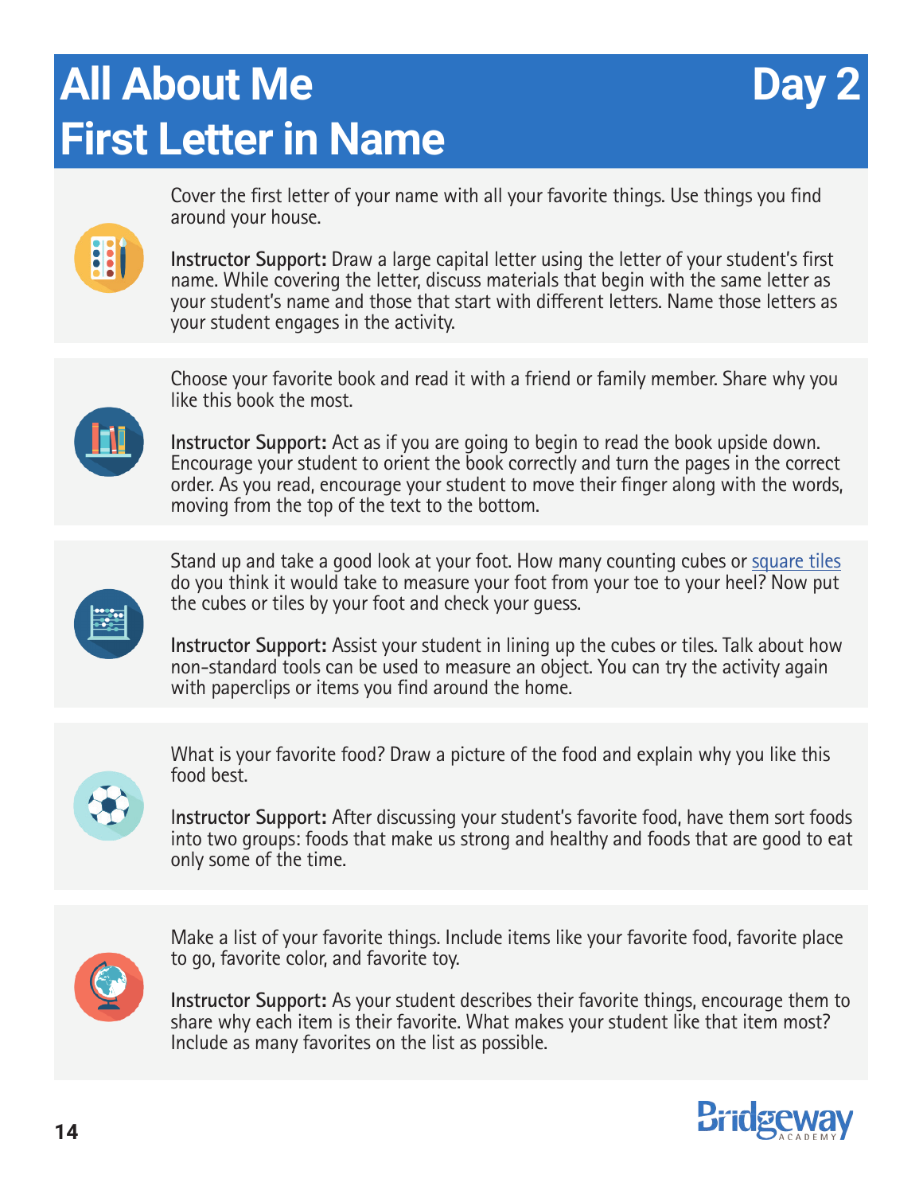# All About Me
# First Letter in Name

**Day 2**

Cover the first letter of your name with all your favorite things. Use things you find around your house.

**Instructor Support:** Draw a large capital letter using the letter of your student's first name. While covering the letter, discuss materials that begin with the same letter as your student's name and those that start with different letters. Name those letters as your student engages in the activity.

Choose your favorite book and read it with a friend or family member. Share why you like this book the most.

**Instructor Support:** Act as if you are going to begin to read the book upside down. Encourage your student to orient the book correctly and turn the pages in the correct order. As you read, encourage your student to move their finger along with the words, moving from the top of the text to the bottom.

Stand up and take a good look at your foot. How many counting cubes or square tiles do you think it would take to measure your foot from your toe to your heel? Now put the cubes or tiles by your foot and check your guess.

**Instructor Support:** Assist your student in lining up the cubes or tiles. Talk about how non-standard tools can be used to measure an object. You can try the activity again with paperclips or items you find around the home.

What is your favorite food? Draw a picture of the food and explain why you like this food best.

**Instructor Support:** After discussing your student's favorite food, have them sort foods into two groups: foods that make us strong and healthy and foods that are good to eat only some of the time.

Make a list of your favorite things. Include items like your favorite food, favorite place to go, favorite color, and favorite toy.

**Instructor Support:** As your student describes their favorite things, encourage them to share why each item is their favorite. What makes your student like that item most? Include as many favorites on the list as possible.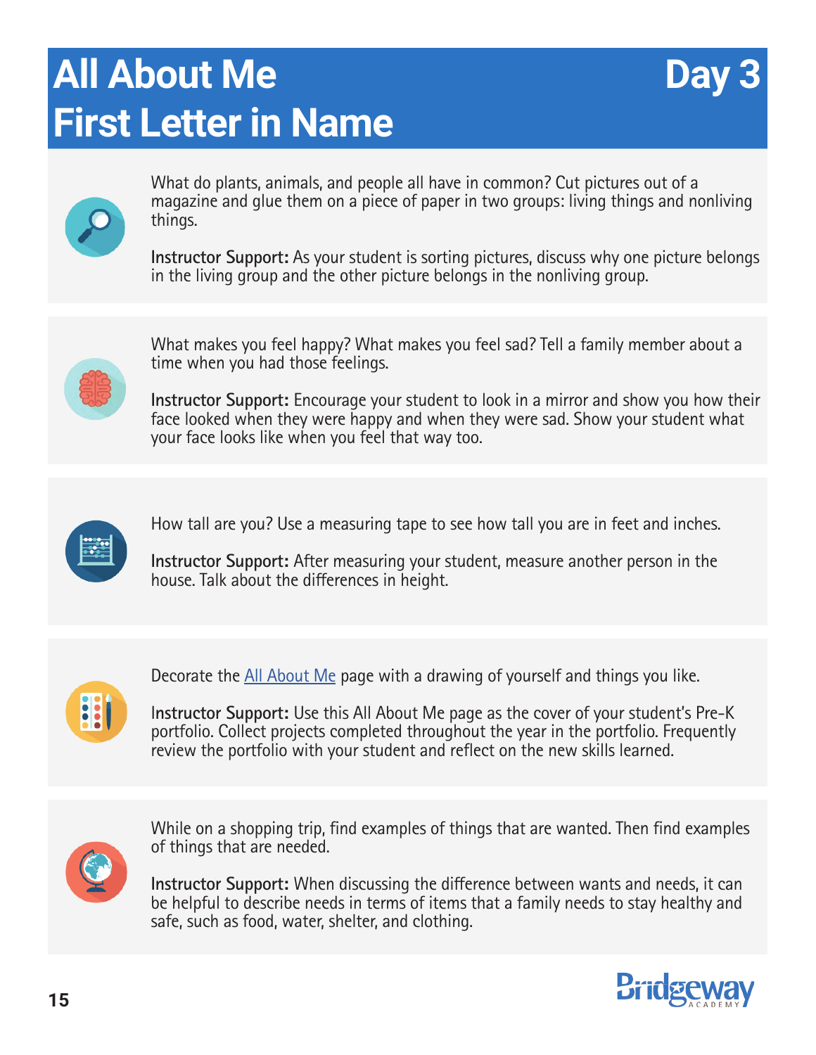# All About Me First Letter in Name

## Day 3

What do plants, animals, and people all have in common? Cut pictures out of a magazine and glue them on a piece of paper in two groups: living things and nonliving things.

**Instructor Support:** As your student is sorting pictures, discuss why one picture belongs in the living group and the other picture belongs in the nonliving group.

What makes you feel happy? What makes you feel sad? Tell a family member about a time when you had those feelings.

**Instructor Support:** Encourage your student to look in a mirror and show you how their face looked when they were happy and when they were sad. Show your student what your face looks like when you feel that way too.

How tall are you? Use a measuring tape to see how tall you are in feet and inches.

**Instructor Support:** After measuring your student, measure another person in the house. Talk about the differences in height.

Decorate the All About Me page with a drawing of yourself and things you like.

**Instructor Support:** Use this All About Me page as the cover of your student's Pre-K portfolio. Collect projects completed throughout the year in the portfolio. Frequently review the portfolio with your student and reflect on the new skills learned.

While on a shopping trip, find examples of things that are wanted. Then find examples of things that are needed.

**Instructor Support:** When discussing the difference between wants and needs, it can be helpful to describe needs in terms of items that a family needs to stay healthy and safe, such as food, water, shelter, and clothing.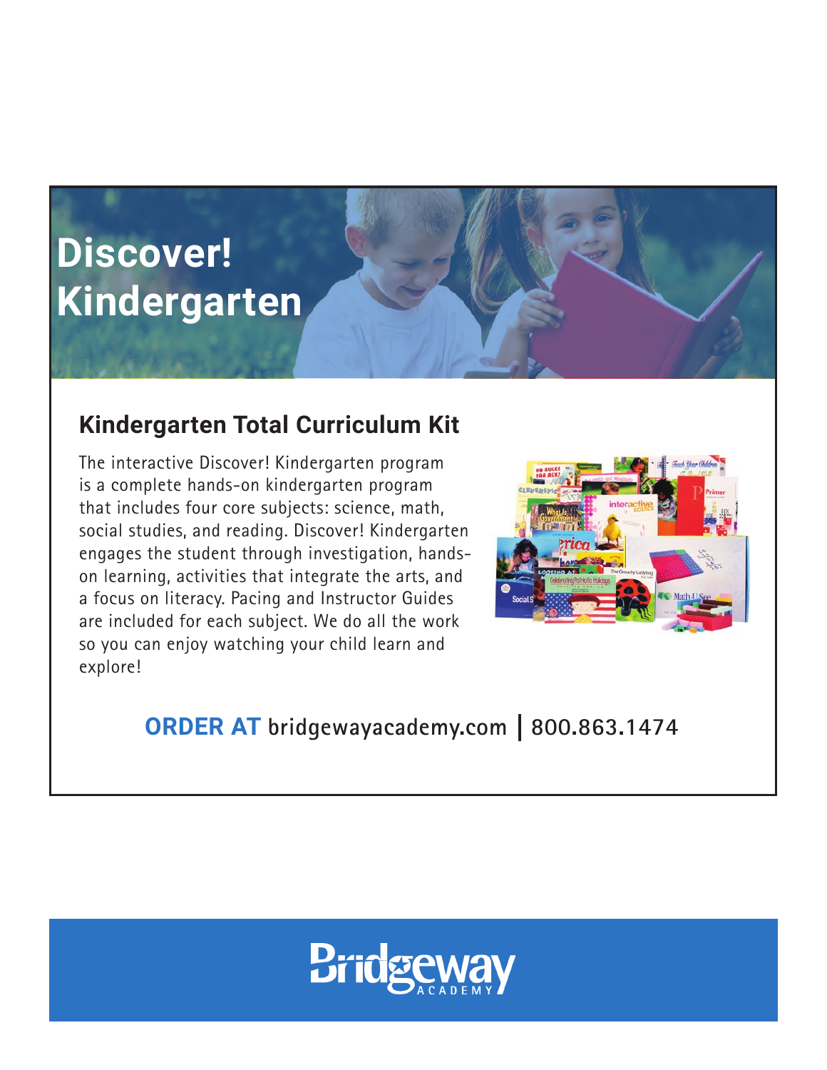# Discover! Kindergarten

## Kindergarten Total Curriculum Kit

The interactive Discover! Kindergarten program is a complete hands-on kindergarten program that includes four core subjects: science, math, social studies, and reading. Discover! Kindergarten engages the student through investigation, hands-on learning, activities that integrate the arts, and a focus on literacy. Pacing and Instructor Guides are included for each subject. We do all the work so you can enjoy watching your child learn and explore!

**ORDER AT** bridgewayacademy.com | 800.863.1474

Bridgeway ACADEMY